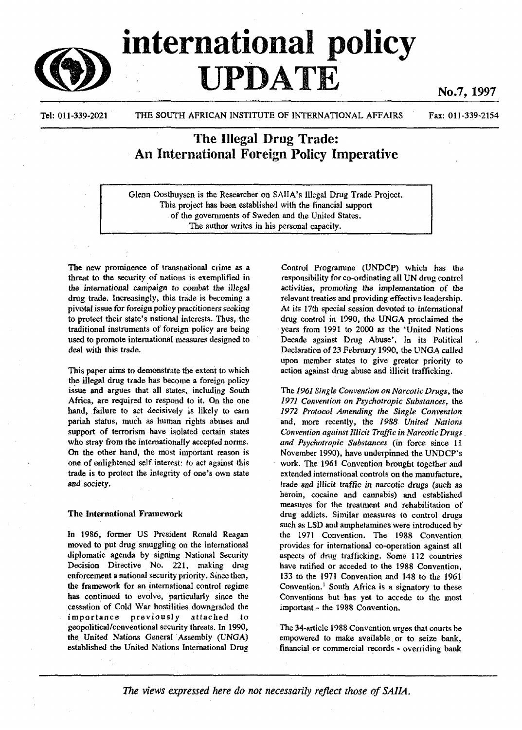# international policy UPDATE

No.7, 1997

Tel: 011-339-2021 THE SOUTH AFRICAN INSTITUTE OF INTERNATIONAL AFFAIRS Fax: 011-339-2154

## The Illegal Drug Trade: An International Foreign Policy Imperative

Glenn Oosthuysen is the Researcher on SAIIA's Illegal Drug Trade Project. This project has been established with the financial support of the governments of Sweden and the United States. The author writes in his personal capacity.

The new prominence of transnational crime as a threat to the security of nations is exemplified in the international campaign to combat the illegal drug trade. Increasingly, this trade is becoming a pivotal issue for foreign policy practitioners seeking to protect their state's national interests. Thus, the traditional instruments of foreign policy are being used to promote international measures designed to deal with this trade.

This paper aims to demonstrate the extent to which the illegal drug trade has become a foreign policy issue and argues that all states, including South Africa, are required to respond to it. On the one hand, failure to act decisively is likely to earn pariah status, much as human rights abuses and support of terrorism have isolated certain states who stray from the internationally accepted norms. On the other hand, the most important reason is one of enlightened self interest: to act against this trade is to protect the integrity of one's own state and society.

### The International Framework

In 1986, former US President Ronald Reagan moved to put drug smuggling on the international diplomatic agenda by signing National Security Decision Directive No. 221, making drug enforcement a national security priority. Since then, the framework for an international control regime has continued to evolve, particularly since the cessation of Cold War hostilities downgraded the importance previously attached to geopolitical/conventional security threats. In 1990, the United Nations General Assembly (UNGA) established the United Nations International Drug Control Programme (UNDCP) which has the responsibility for co-ordinating all UN drug control activities, promoting the implementation of the relevant treaties and providing effective leadership. At its 17th special session devoted to international drug control in 1990, the UNGA proclaimed the years from 1991 to 2000 as the 'United Nations Decade against Drug Abuse'. In its Political Declaration of 23 February 1990, the UNGA called upon member states to give greater priority to action against drug abuse and illicit trafficking.

The *1961 Single Convention on Narcotic Drugs*, the *1971 Convention on Psychotropic Substances*, the *1972 Protocol Amending the Single Convention* and, more recently, the *1988 United Nations Convention against Illicit Traffic in Narcotic Drugs and Psychotropic Substances* (in force since 11 November 1990), have underpinned the UNDCP's work. The 1961 Convention brought together and extended international controls on the manufacture, trade and illicit traffic in narcotic drugs (such as heroin, cocaine and cannabis) and established measures for the treatment and rehabilitation of drug addicts. Similar measures to control drugs such as LSD and amphetamines were introduced by the 1971 Convention. The 1988 Convention provides for international co-operation against all aspects of drug trafficking. Some 112 countries have ratified or acceded to the 1988 Convention, 133 to the 1971 Convention and 148 to the 1961 Convention.[1] South Africa is a signatory to these Conventions but has yet to accede to the most important - the 1988 Convention.

The 34-article 1988 Convention urges that courts be empowered to make available or to seize bank, financial or commercial records - overriding bank

*The views expressed here do not necessarily reflect those of SAIIA.*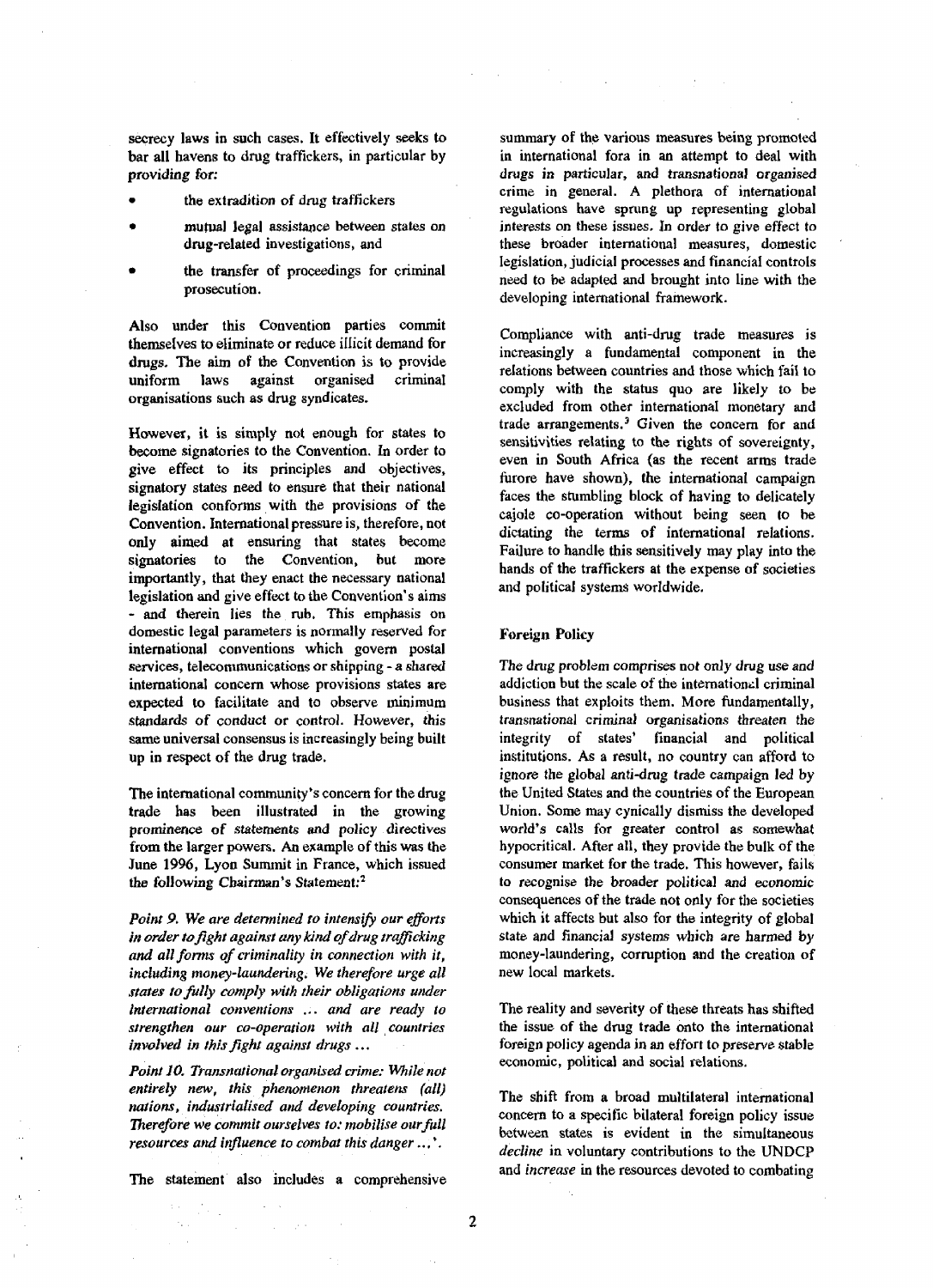secrecy laws in such cases. It effectively seeks to bar all havens to drug traffickers, in particular by providing for:

- the extradition of drug traffickers
- mutual legal assistance between states on drug-related investigations, and
- the transfer of proceedings for criminal prosecution.

Also under this Convention parties commit themselves to eliminate or reduce illicit demand for drugs. The aim of the Convention is to provide uniform laws against organised criminal organisations such as drug syndicates.

However, it is simply not enough for states to become signatories to the Convention. In order to give effect to its principles and objectives, signatory states need to ensure that their national legislation conforms with the provisions of the Convention. International pressure is, therefore, not only aimed at ensuring that states become signatories to the Convention, but more importantly, that they enact the necessary national legislation and give effect to the Convention's aims - and therein lies the rub. This emphasis on domestic legal parameters is normally reserved for international conventions which govern postal services, telecommunications or shipping - a shared international concern whose provisions states are expected to facilitate and to observe minimum standards of conduct or control. However, this same universal consensus is increasingly being built up in respect of the drug trade.

The international community's concern for the drug trade has been illustrated in the growing prominence of statements and policy directives from the larger powers. An example of this was the June 1996, Lyon Summit in France, which issued the following Chairman's Statement:[2]

*Point 9. We are determined to intensify our efforts in order to fight against any kind of drug trafficking and all forms of criminality in connection with it, including money-laundering. We therefore urge all states to fully comply with their obligations under international conventions ... and are ready to strengthen our co-operation with all countries involved in this fight against drugs ...*

*Point 10. Transnational organised crime: While not entirely new, this phenomenon threatens (all) nations, industrialised and developing countries. Therefore we commit ourselves to: mobilise our full resources and influence to combat this danger ...*'.

The statement also includes a comprehensive summary of the various measures being promoted in international fora in an attempt to deal with drugs in particular, and transnational organised crime in general. A plethora of international regulations have sprung up representing global interests on these issues. In order to give effect to these broader international measures, domestic legislation, judicial processes and financial controls need to be adapted and brought into line with the developing international framework.

Compliance with anti-drug trade measures is increasingly a fundamental component in the relations between countries and those which fail to comply with the status quo are likely to be excluded from other international monetary and trade arrangements.[3] Given the concern for and sensitivities relating to the rights of sovereignty, even in South Africa (as the recent arms trade furore have shown), the international campaign faces the stumbling block of having to delicately cajole co-operation without being seen to be dictating the terms of international relations. Failure to handle this sensitively may play into the hands of the traffickers at the expense of societies and political systems worldwide.

## Foreign Policy

The drug problem comprises not only drug use and addiction but the scale of the international criminal business that exploits them. More fundamentally, transnational criminal organisations threaten the integrity of states' financial and political institutions. As a result, no country can afford to ignore the global anti-drug trade campaign led by the United States and the countries of the European Union. Some may cynically dismiss the developed world's calls for greater control as somewhat hypocritical. After all, they provide the bulk of the consumer market for the trade. This however, fails to recognise the broader political and economic consequences of the trade not only for the societies which it affects but also for the integrity of global state and financial systems which are harmed by money-laundering, corruption and the creation of new local markets.

The reality and severity of these threats has shifted the issue of the drug trade onto the international foreign policy agenda in an effort to preserve stable economic, political and social relations.

The shift from a broad multilateral international concern to a specific bilateral foreign policy issue between states is evident in the simultaneous *decline* in voluntary contributions to the UNDCP and *increase* in the resources devoted to combating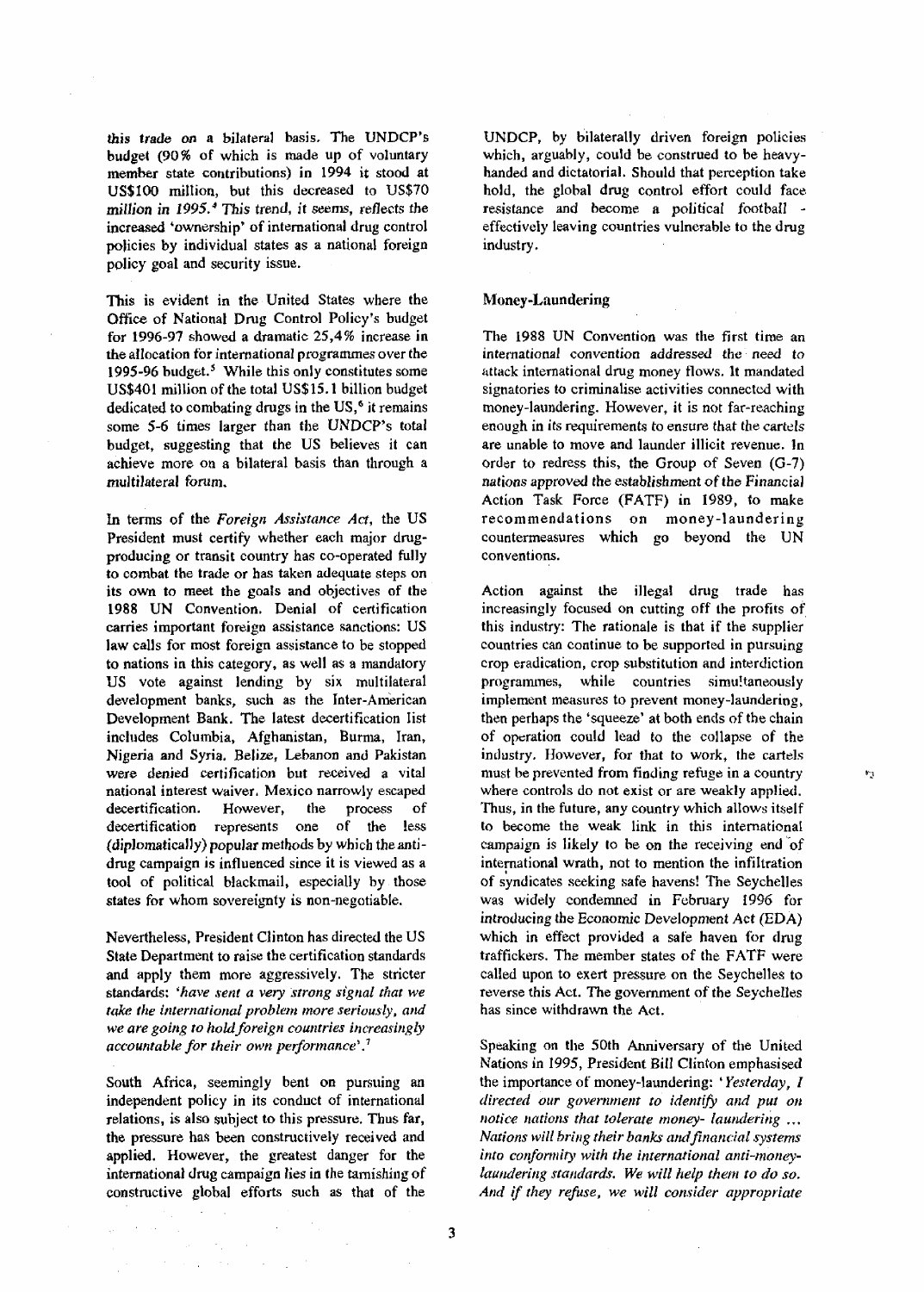*this trade on* a bilateral basis. The UNDCP's budget (90% of which is made up of voluntary member state contributions) in 1994 it stood at US$100 million, but this decreased to US$70 *million in 1995.*[4] This trend, it seems, reflects the increased 'ownership' of international drug control policies by individual states as a national foreign policy goal and security issue.

This is evident in the United States where the Office of National Drug Control Policy's budget for 1996-97 showed a dramatic 25,4% increase in the allocation for international programmes over the 1995-96 budget.[5] While this only constitutes some US$401 million of the total US$15.1 billion budget dedicated to combating drugs in the US,[6] it remains some 5-6 times larger than the UNDCP's total budget, suggesting that the US believes it can achieve more on a bilateral basis than through a multilateral forum.

In terms of the *Foreign Assistance Act*, the US President must certify whether each major drug-producing or transit country has co-operated fully to combat the trade or has taken adequate steps on its own to meet the goals and objectives of the 1988 UN Convention. Denial of certification carries important foreign assistance sanctions: US law calls for most foreign assistance to be stopped to nations in this category, as well as a mandatory US vote against lending by six multilateral development banks, such as the Inter-American Development Bank. The latest decertification list includes Columbia, Afghanistan, Burma, Iran, Nigeria and Syria. Belize, Lebanon and Pakistan were denied certification but received a vital national interest waiver. Mexico narrowly escaped decertification. However, the process of decertification represents one of the less (diplomatically) popular methods by which the anti-drug campaign is influenced since it is viewed as a tool of political blackmail, especially by those states for whom sovereignty is non-negotiable.

Nevertheless, President Clinton has directed the US State Department to raise the certification standards and apply them more aggressively. The stricter standards: *'have sent a very strong signal that we take the international problem more seriously, and we are going to hold foreign countries increasingly accountable for their own performance'.*[7]

South Africa, seemingly bent on pursuing an independent policy in its conduct of international relations, is also subject to this pressure. Thus far, the pressure has been constructively received and applied. However, the greatest danger for the international drug campaign lies in the tarnishing of constructive global efforts such as that of the UNDCP, by bilaterally driven foreign policies which, arguably, could be construed to be heavy-handed and dictatorial. Should that perception take hold, the global drug control effort could face resistance and become a political football - effectively leaving countries vulnerable to the drug industry.

## Money-Laundering

The 1988 UN Convention was the first time an international convention addressed the need to attack international drug money flows. It mandated signatories to criminalise activities connected with money-laundering. However, it is not far-reaching enough in its requirements to ensure that the cartels are unable to move and launder illicit revenue. In order to redress this, the Group of Seven (G-7) nations approved the establishment of the Financial Action Task Force (FATF) in 1989, to make recommendations on money-laundering countermeasures which go beyond the UN conventions.

Action against the illegal drug trade has increasingly focused on cutting off the profits of this industry: The rationale is that if the supplier countries can continue to be supported in pursuing crop eradication, crop substitution and interdiction programmes, while countries simultaneously implement measures to prevent money-laundering, then perhaps the 'squeeze' at both ends of the chain of operation could lead to the collapse of the industry. However, for that to work, the cartels must be prevented from finding refuge in a country where controls do not exist or are weakly applied. Thus, in the future, any country which allows itself to become the weak link in this international campaign is likely to be on the receiving end of international wrath, not to mention the infiltration of syndicates seeking safe havens! The Seychelles was widely condemned in February 1996 for introducing the Economic Development Act (EDA) which in effect provided a safe haven for drug traffickers. The member states of the FATF were called upon to exert pressure on the Seychelles to reverse this Act. The government of the Seychelles has since withdrawn the Act.

Speaking on the 50th Anniversary of the United Nations in 1995, President Bill Clinton emphasised the importance of money-laundering: *'Yesterday, I directed our government to identify and put on notice nations that tolerate money- laundering ... Nations will bring their banks and financial systems into conformity with the international anti-money-laundering standards. We will help them to do so. And if they refuse, we will consider appropriate*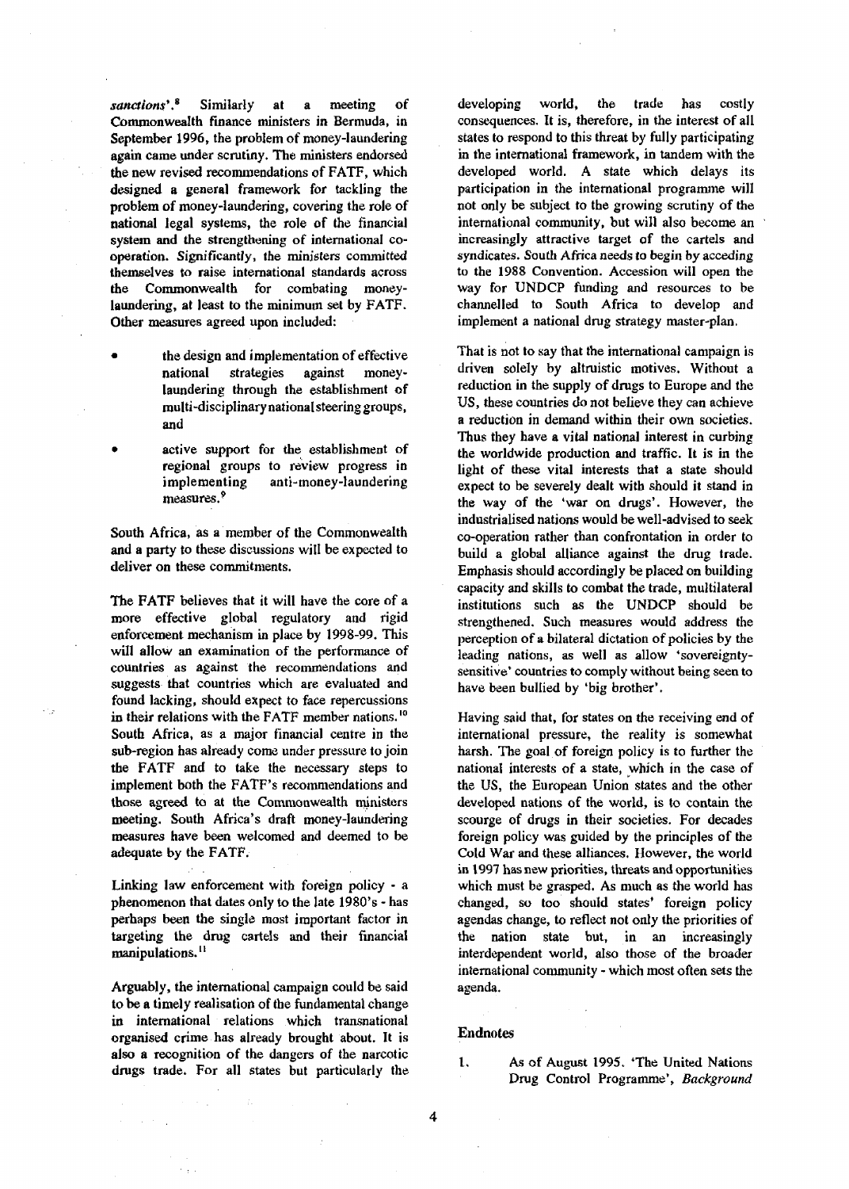*sanctions*'.[8] Similarly at a meeting of Commonwealth finance ministers in Bermuda, in September 1996, the problem of money-laundering again came under scrutiny. The ministers endorsed the new revised recommendations of FATF, which designed a general framework for tackling the problem of money-laundering, covering the role of national legal systems, the role of the financial system and the strengthening of international co-operation. Significantly, the ministers committed themselves to raise international standards across the Commonwealth for combating money-laundering, at least to the minimum set by FATF. Other measures agreed upon included:

- the design and implementation of effective national strategies against money-laundering through the establishment of multi-disciplinary national steering groups, and
- active support for the establishment of regional groups to review progress in implementing anti-money-laundering measures.[9]

South Africa, as a member of the Commonwealth and a party to these discussions will be expected to deliver on these commitments.

The FATF believes that it will have the core of a more effective global regulatory and rigid enforcement mechanism in place by 1998-99. This will allow an examination of the performance of countries as against the recommendations and suggests that countries which are evaluated and found lacking, should expect to face repercussions in their relations with the FATF member nations.[10] South Africa, as a major financial centre in the sub-region has already come under pressure to join the FATF and to take the necessary steps to implement both the FATF's recommendations and those agreed to at the Commonwealth ministers meeting. South Africa's draft money-laundering measures have been welcomed and deemed to be adequate by the FATF.

Linking law enforcement with foreign policy - a phenomenon that dates only to the late 1980's - has perhaps been the single most important factor in targeting the drug cartels and their financial manipulations.[11]

Arguably, the international campaign could be said to be a timely realisation of the fundamental change in international relations which transnational organised crime has already brought about. It is also a recognition of the dangers of the narcotic drugs trade. For all states but particularly the developing world, the trade has costly consequences. It is, therefore, in the interest of all states to respond to this threat by fully participating in the international framework, in tandem with the developed world. A state which delays its participation in the international programme will not only be subject to the growing scrutiny of the international community, but will also become an increasingly attractive target of the cartels and syndicates. South Africa needs to begin by acceding to the 1988 Convention. Accession will open the way for UNDCP funding and resources to be channelled to South Africa to develop and implement a national drug strategy master-plan.

That is not to say that the international campaign is driven solely by altruistic motives. Without a reduction in the supply of drugs to Europe and the US, these countries do not believe they can achieve a reduction in demand within their own societies. Thus they have a vital national interest in curbing the worldwide production and traffic. It is in the light of these vital interests that a state should expect to be severely dealt with should it stand in the way of the 'war on drugs'. However, the industrialised nations would be well-advised to seek co-operation rather than confrontation in order to build a global alliance against the drug trade. Emphasis should accordingly be placed on building capacity and skills to combat the trade, multilateral institutions such as the UNDCP should be strengthened. Such measures would address the perception of a bilateral dictation of policies by the leading nations, as well as allow 'sovereignty-sensitive' countries to comply without being seen to have been bullied by 'big brother'.

Having said that, for states on the receiving end of international pressure, the reality is somewhat harsh. The goal of foreign policy is to further the national interests of a state, which in the case of the US, the European Union states and the other developed nations of the world, is to contain the scourge of drugs in their societies. For decades foreign policy was guided by the principles of the Cold War and these alliances. However, the world in 1997 has new priorities, threats and opportunities which must be grasped. As much as the world has changed, so too should states' foreign policy agendas change, to reflect not only the priorities of the nation state but, in an increasingly interdependent world, also those of the broader international community - which most often sets the agenda.

## Endnotes

1. As of August 1995. 'The United Nations Drug Control Programme', *Background*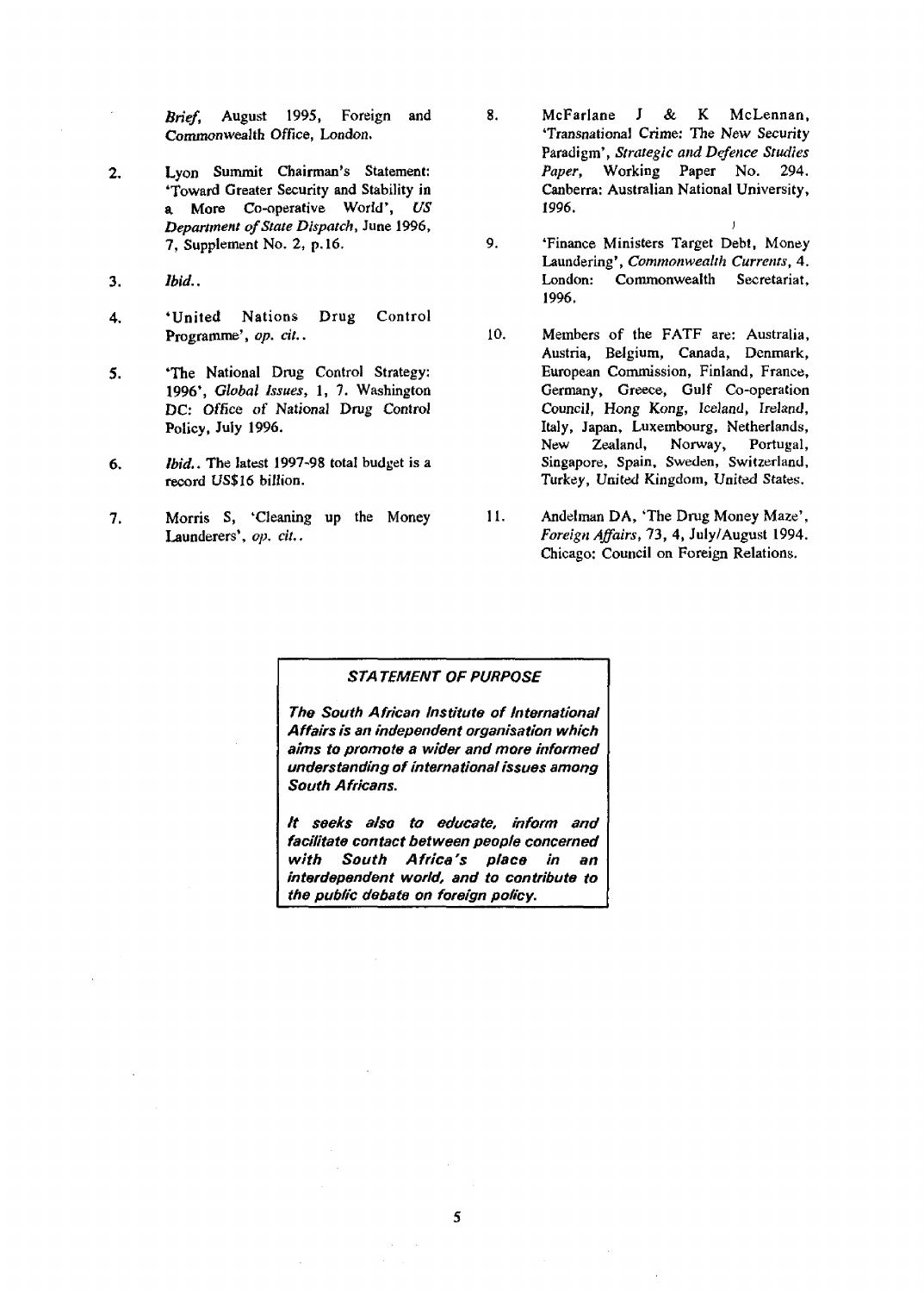*Brief*, August 1995, Foreign and Commonwealth Office, London.

2. Lyon Summit Chairman's Statement: 'Toward Greater Security and Stability in a More Co-operative World', *US Department of State Dispatch*, June 1996, 7, Supplement No. 2, p.16.

3. *Ibid.*.

4. 'United Nations Drug Control Programme', *op. cit.*.

5. 'The National Drug Control Strategy: 1996', *Global Issues*, 1, 7. Washington DC: Office of National Drug Control Policy, July 1996.

6. *Ibid.*. The latest 1997-98 total budget is a record US$16 billion.

7. Morris S, 'Cleaning up the Money Launderers', *op. cit.*.

8. McFarlane J & K McLennan, 'Transnational Crime: The New Security Paradigm', *Strategic and Defence Studies Paper*, Working Paper No. 294. Canberra: Australian National University, 1996.

9. 'Finance Ministers Target Debt, Money Laundering', *Commonwealth Currents*, 4. London: Commonwealth Secretariat, 1996.

10. Members of the FATF are: Australia, Austria, Belgium, Canada, Denmark, European Commission, Finland, France, Germany, Greece, Gulf Co-operation Council, Hong Kong, Iceland, Ireland, Italy, Japan, Luxembourg, Netherlands, New Zealand, Norway, Portugal, Singapore, Spain, Sweden, Switzerland, Turkey, United Kingdom, United States.

11. Andelman DA, 'The Drug Money Maze', *Foreign Affairs*, 73, 4, July/August 1994. Chicago: Council on Foreign Relations.

### STATEMENT OF PURPOSE

***The South African Institute of International Affairs is an independent organisation which aims to promote a wider and more informed understanding of international issues among South Africans.***

***It seeks also to educate, inform and facilitate contact between people concerned with South Africa's place in an interdependent world, and to contribute to the public debate on foreign policy.***